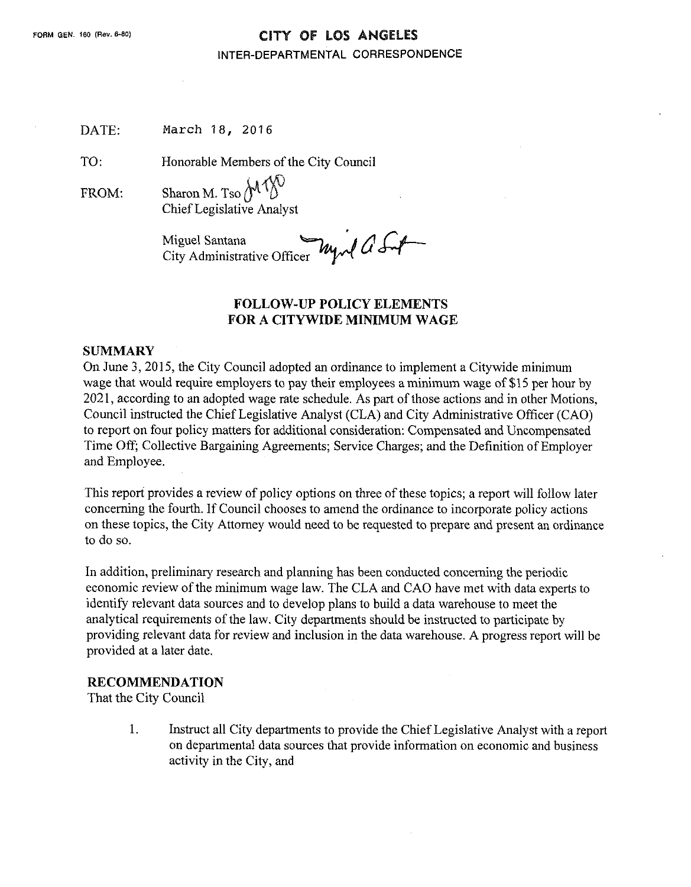FORM GEN. 160 (Rev. 6-80)

# CITY OF LOS ANGELES

INTER-DEPARTMENTAL CORRESPONDENCE

DATE: March 18, 2016

TO: Honorable Members of the City Council

FROM: Sharon M. Tso
Chief Legislative Analyst

Miguel Santana
City Administrative Officer

## FOLLOW-UP POLICY ELEMENTS FOR A CITYWIDE MINIMUM WAGE

### SUMMARY

On June 3, 2015, the City Council adopted an ordinance to implement a Citywide minimum wage that would require employers to pay their employees a minimum wage of $15 per hour by 2021, according to an adopted wage rate schedule. As part of those actions and in other Motions, Council instructed the Chief Legislative Analyst (CLA) and City Administrative Officer (CAO) to report on four policy matters for additional consideration: Compensated and Uncompensated Time Off; Collective Bargaining Agreements; Service Charges; and the Definition of Employer and Employee.

This report provides a review of policy options on three of these topics; a report will follow later concerning the fourth. If Council chooses to amend the ordinance to incorporate policy actions on these topics, the City Attorney would need to be requested to prepare and present an ordinance to do so.

In addition, preliminary research and planning has been conducted concerning the periodic economic review of the minimum wage law. The CLA and CAO have met with data experts to identify relevant data sources and to develop plans to build a data warehouse to meet the analytical requirements of the law. City departments should be instructed to participate by providing relevant data for review and inclusion in the data warehouse. A progress report will be provided at a later date.

### RECOMMENDATION

That the City Council

1. Instruct all City departments to provide the Chief Legislative Analyst with a report on departmental data sources that provide information on economic and business activity in the City, and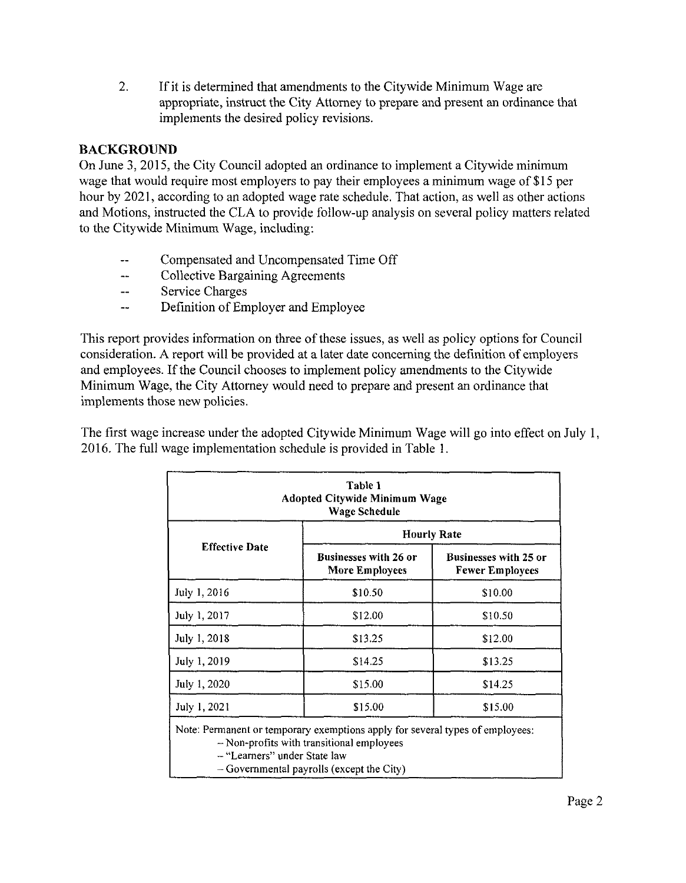2. If it is determined that amendments to the Citywide Minimum Wage are appropriate, instruct the City Attorney to prepare and present an ordinance that implements the desired policy revisions.

## BACKGROUND

On June 3, 2015, the City Council adopted an ordinance to implement a Citywide minimum wage that would require most employers to pay their employees a minimum wage of $15 per hour by 2021, according to an adopted wage rate schedule. That action, as well as other actions and Motions, instructed the CLA to provide follow-up analysis on several policy matters related to the Citywide Minimum Wage, including:

- -- Compensated and Uncompensated Time Off
- -- Collective Bargaining Agreements
- -- Service Charges
- -- Definition of Employer and Employee

This report provides information on three of these issues, as well as policy options for Council consideration. A report will be provided at a later date concerning the definition of employers and employees. If the Council chooses to implement policy amendments to the Citywide Minimum Wage, the City Attorney would need to prepare and present an ordinance that implements those new policies.

The first wage increase under the adopted Citywide Minimum Wage will go into effect on July 1, 2016. The full wage implementation schedule is provided in Table 1.

**Table 1**
**Adopted Citywide Minimum Wage**
**Wage Schedule**

| Effective Date | Hourly Rate | |
|---|---|---|
| | Businesses with 26 or More Employees | Businesses with 25 or Fewer Employees |
| July 1, 2016 | $10.50 | $10.00 |
| July 1, 2017 | $12.00 | $10.50 |
| July 1, 2018 | $13.25 | $12.00 |
| July 1, 2019 | $14.25 | $13.25 |
| July 1, 2020 | $15.00 | $14.25 |
| July 1, 2021 | $15.00 | $15.00 |

Note: Permanent or temporary exemptions apply for several types of employees:
- Non-profits with transitional employees
- "Learners" under State law
- Governmental payrolls (except the City)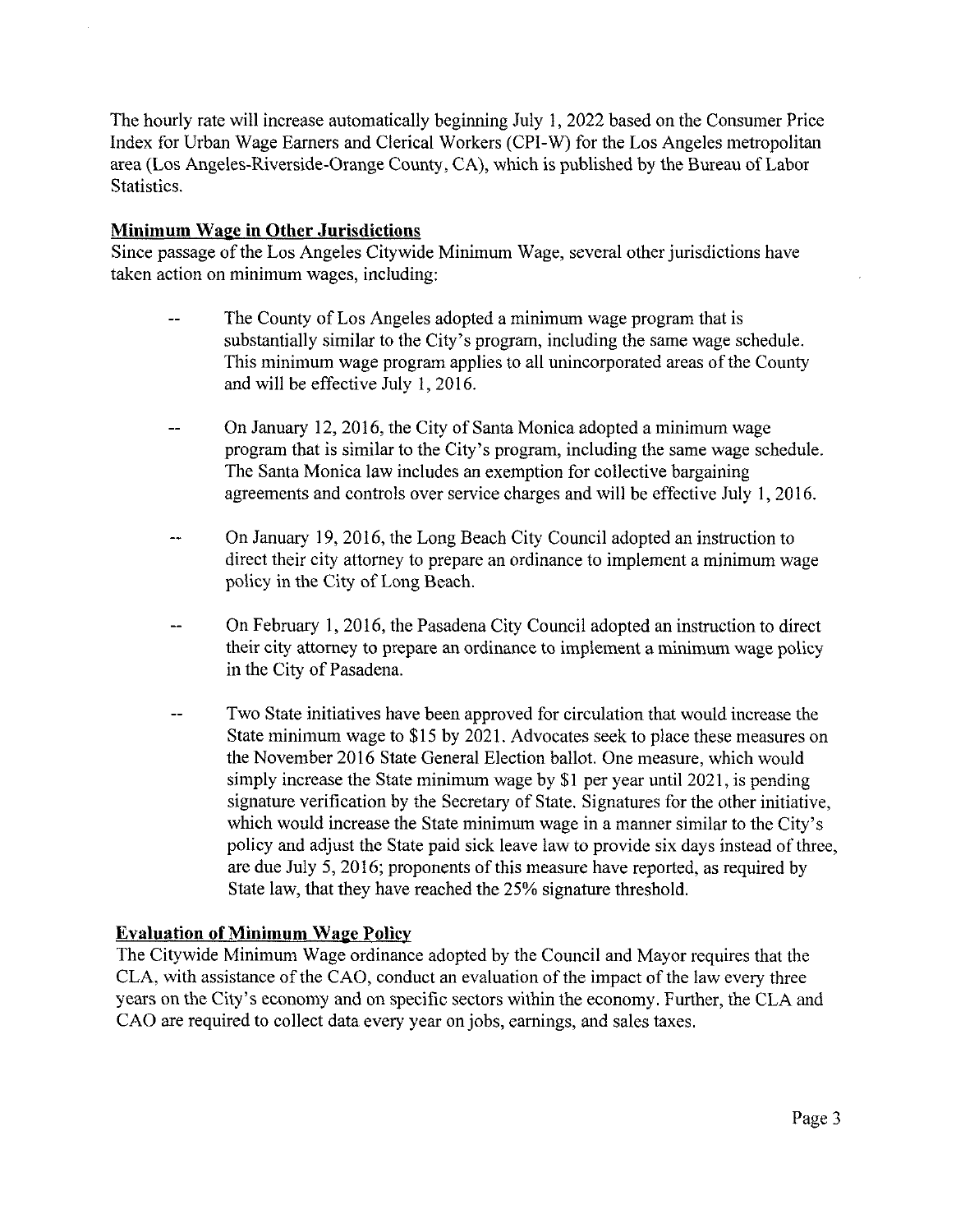The hourly rate will increase automatically beginning July 1, 2022 based on the Consumer Price Index for Urban Wage Earners and Clerical Workers (CPI-W) for the Los Angeles metropolitan area (Los Angeles-Riverside-Orange County, CA), which is published by the Bureau of Labor Statistics.

**Minimum Wage in Other Jurisdictions**

Since passage of the Los Angeles Citywide Minimum Wage, several other jurisdictions have taken action on minimum wages, including:

- The County of Los Angeles adopted a minimum wage program that is substantially similar to the City's program, including the same wage schedule. This minimum wage program applies to all unincorporated areas of the County and will be effective July 1, 2016.
- On January 12, 2016, the City of Santa Monica adopted a minimum wage program that is similar to the City's program, including the same wage schedule. The Santa Monica law includes an exemption for collective bargaining agreements and controls over service charges and will be effective July 1, 2016.
- On January 19, 2016, the Long Beach City Council adopted an instruction to direct their city attorney to prepare an ordinance to implement a minimum wage policy in the City of Long Beach.
- On February 1, 2016, the Pasadena City Council adopted an instruction to direct their city attorney to prepare an ordinance to implement a minimum wage policy in the City of Pasadena.
- Two State initiatives have been approved for circulation that would increase the State minimum wage to $15 by 2021. Advocates seek to place these measures on the November 2016 State General Election ballot. One measure, which would simply increase the State minimum wage by $1 per year until 2021, is pending signature verification by the Secretary of State. Signatures for the other initiative, which would increase the State minimum wage in a manner similar to the City's policy and adjust the State paid sick leave law to provide six days instead of three, are due July 5, 2016; proponents of this measure have reported, as required by State law, that they have reached the 25% signature threshold.

**Evaluation of Minimum Wage Policy**

The Citywide Minimum Wage ordinance adopted by the Council and Mayor requires that the CLA, with assistance of the CAO, conduct an evaluation of the impact of the law every three years on the City's economy and on specific sectors within the economy. Further, the CLA and CAO are required to collect data every year on jobs, earnings, and sales taxes.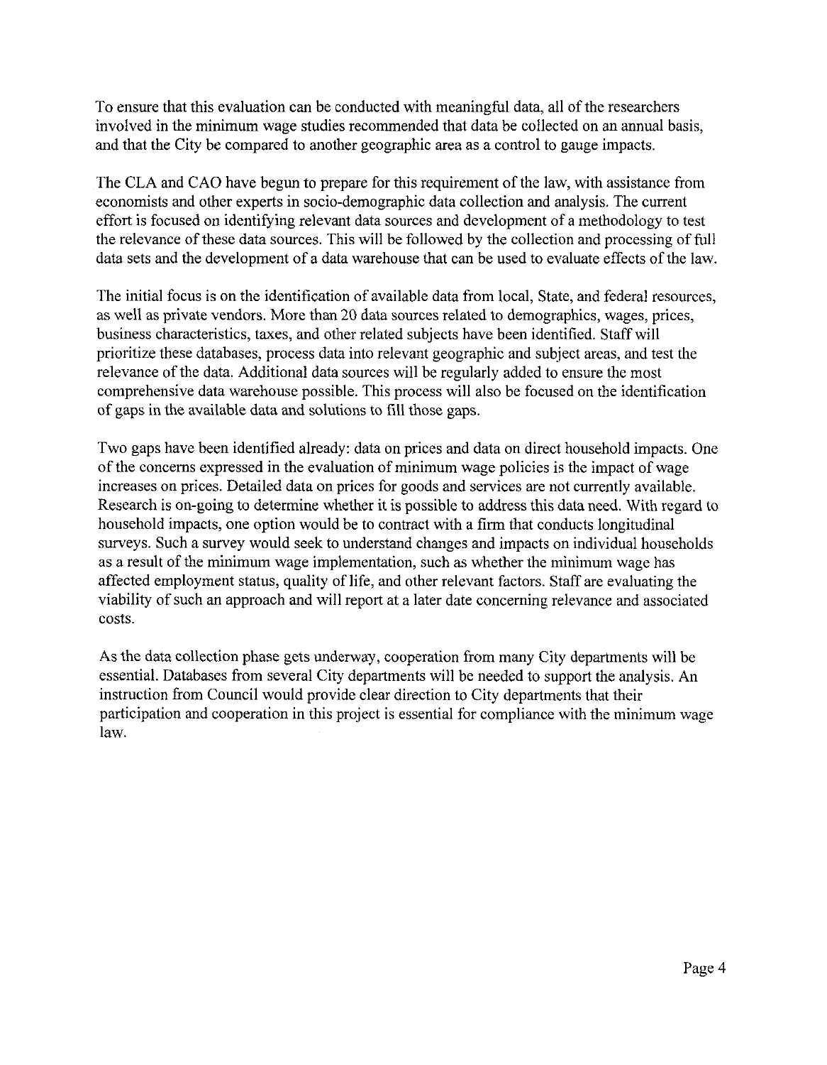To ensure that this evaluation can be conducted with meaningful data, all of the researchers involved in the minimum wage studies recommended that data be collected on an annual basis, and that the City be compared to another geographic area as a control to gauge impacts.

The CLA and CAO have begun to prepare for this requirement of the law, with assistance from economists and other experts in socio-demographic data collection and analysis. The current effort is focused on identifying relevant data sources and development of a methodology to test the relevance of these data sources. This will be followed by the collection and processing of full data sets and the development of a data warehouse that can be used to evaluate effects of the law.

The initial focus is on the identification of available data from local, State, and federal resources, as well as private vendors. More than 20 data sources related to demographics, wages, prices, business characteristics, taxes, and other related subjects have been identified. Staff will prioritize these databases, process data into relevant geographic and subject areas, and test the relevance of the data. Additional data sources will be regularly added to ensure the most comprehensive data warehouse possible. This process will also be focused on the identification of gaps in the available data and solutions to fill those gaps.

Two gaps have been identified already: data on prices and data on direct household impacts. One of the concerns expressed in the evaluation of minimum wage policies is the impact of wage increases on prices. Detailed data on prices for goods and services are not currently available. Research is on-going to determine whether it is possible to address this data need. With regard to household impacts, one option would be to contract with a firm that conducts longitudinal surveys. Such a survey would seek to understand changes and impacts on individual households as a result of the minimum wage implementation, such as whether the minimum wage has affected employment status, quality of life, and other relevant factors. Staff are evaluating the viability of such an approach and will report at a later date concerning relevance and associated costs.

As the data collection phase gets underway, cooperation from many City departments will be essential. Databases from several City departments will be needed to support the analysis. An instruction from Council would provide clear direction to City departments that their participation and cooperation in this project is essential for compliance with the minimum wage law.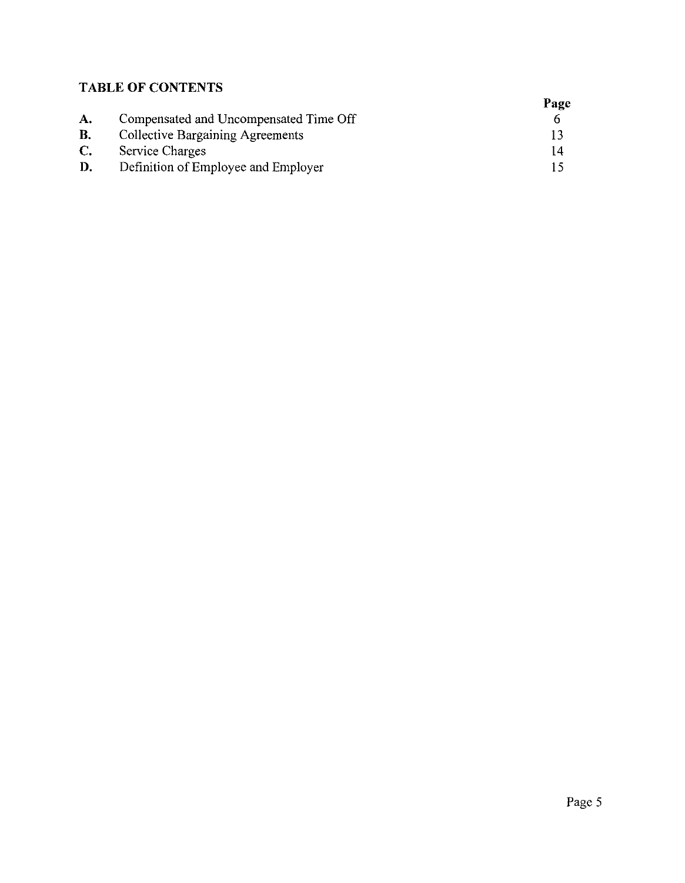## TABLE OF CONTENTS

| | | Page |
|---|---|---|
| **A.** | Compensated and Uncompensated Time Off | 6 |
| **B.** | Collective Bargaining Agreements | 13 |
| **C.** | Service Charges | 14 |
| **D.** | Definition of Employee and Employer | 15 |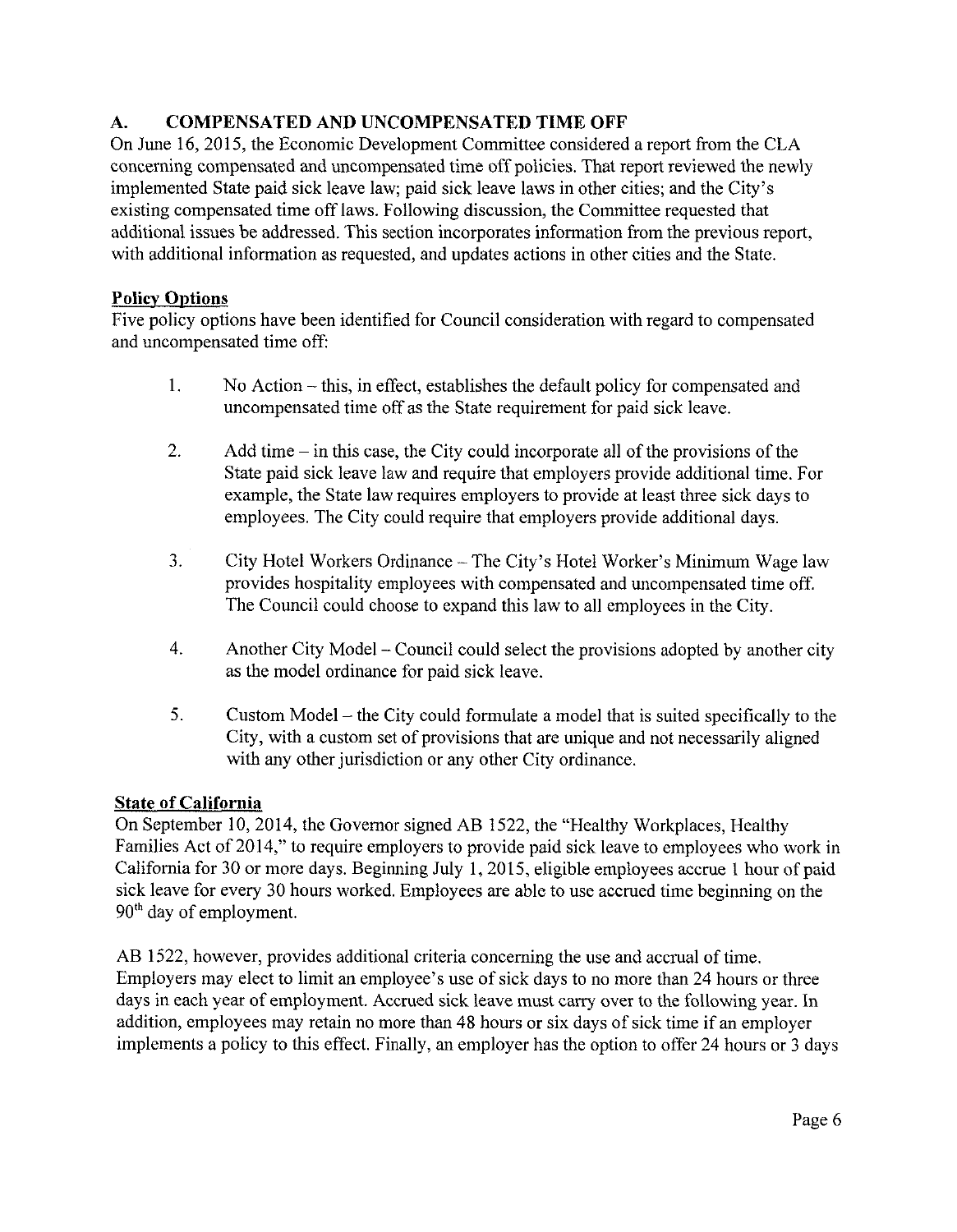## A. COMPENSATED AND UNCOMPENSATED TIME OFF

On June 16, 2015, the Economic Development Committee considered a report from the CLA concerning compensated and uncompensated time off policies. That report reviewed the newly implemented State paid sick leave law; paid sick leave laws in other cities; and the City's existing compensated time off laws. Following discussion, the Committee requested that additional issues be addressed. This section incorporates information from the previous report, with additional information as requested, and updates actions in other cities and the State.

### Policy Options

Five policy options have been identified for Council consideration with regard to compensated and uncompensated time off:

1. No Action – this, in effect, establishes the default policy for compensated and uncompensated time off as the State requirement for paid sick leave.

2. Add time – in this case, the City could incorporate all of the provisions of the State paid sick leave law and require that employers provide additional time. For example, the State law requires employers to provide at least three sick days to employees. The City could require that employers provide additional days.

3. City Hotel Workers Ordinance – The City's Hotel Worker's Minimum Wage law provides hospitality employees with compensated and uncompensated time off. The Council could choose to expand this law to all employees in the City.

4. Another City Model – Council could select the provisions adopted by another city as the model ordinance for paid sick leave.

5. Custom Model – the City could formulate a model that is suited specifically to the City, with a custom set of provisions that are unique and not necessarily aligned with any other jurisdiction or any other City ordinance.

### State of California

On September 10, 2014, the Governor signed AB 1522, the "Healthy Workplaces, Healthy Families Act of 2014," to require employers to provide paid sick leave to employees who work in California for 30 or more days. Beginning July 1, 2015, eligible employees accrue 1 hour of paid sick leave for every 30 hours worked. Employees are able to use accrued time beginning on the 90th day of employment.

AB 1522, however, provides additional criteria concerning the use and accrual of time. Employers may elect to limit an employee's use of sick days to no more than 24 hours or three days in each year of employment. Accrued sick leave must carry over to the following year. In addition, employees may retain no more than 48 hours or six days of sick time if an employer implements a policy to this effect. Finally, an employer has the option to offer 24 hours or 3 days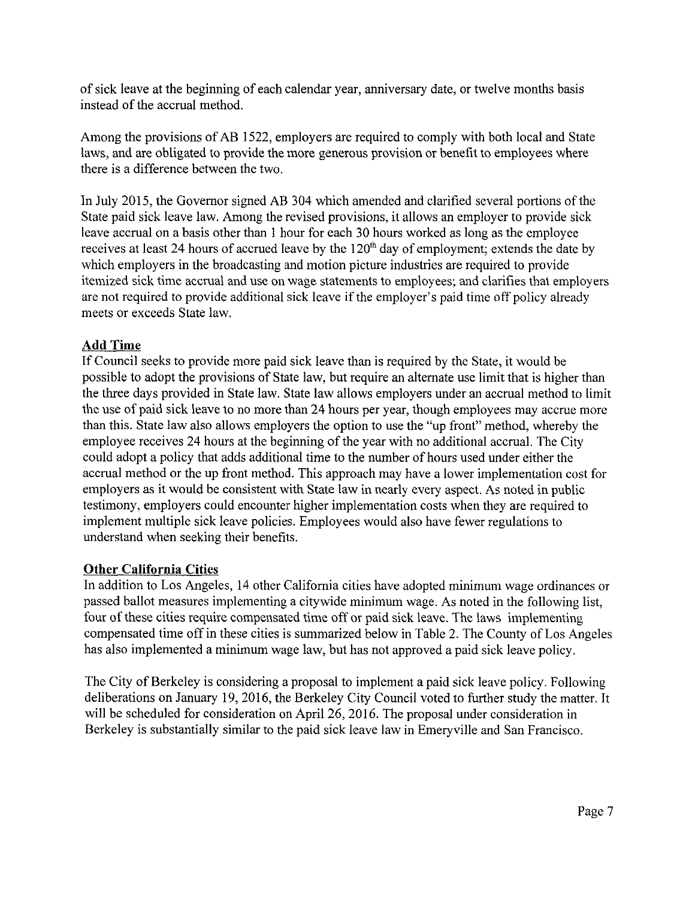of sick leave at the beginning of each calendar year, anniversary date, or twelve months basis instead of the accrual method.

Among the provisions of AB 1522, employers are required to comply with both local and State laws, and are obligated to provide the more generous provision or benefit to employees where there is a difference between the two.

In July 2015, the Governor signed AB 304 which amended and clarified several portions of the State paid sick leave law. Among the revised provisions, it allows an employer to provide sick leave accrual on a basis other than 1 hour for each 30 hours worked as long as the employee receives at least 24 hours of accrued leave by the 120th day of employment; extends the date by which employers in the broadcasting and motion picture industries are required to provide itemized sick time accrual and use on wage statements to employees; and clarifies that employers are not required to provide additional sick leave if the employer's paid time off policy already meets or exceeds State law.

**Add Time**

If Council seeks to provide more paid sick leave than is required by the State, it would be possible to adopt the provisions of State law, but require an alternate use limit that is higher than the three days provided in State law. State law allows employers under an accrual method to limit the use of paid sick leave to no more than 24 hours per year, though employees may accrue more than this. State law also allows employers the option to use the "up front" method, whereby the employee receives 24 hours at the beginning of the year with no additional accrual. The City could adopt a policy that adds additional time to the number of hours used under either the accrual method or the up front method. This approach may have a lower implementation cost for employers as it would be consistent with State law in nearly every aspect. As noted in public testimony, employers could encounter higher implementation costs when they are required to implement multiple sick leave policies. Employees would also have fewer regulations to understand when seeking their benefits.

**Other California Cities**

In addition to Los Angeles, 14 other California cities have adopted minimum wage ordinances or passed ballot measures implementing a citywide minimum wage. As noted in the following list, four of these cities require compensated time off or paid sick leave. The laws implementing compensated time off in these cities is summarized below in Table 2. The County of Los Angeles has also implemented a minimum wage law, but has not approved a paid sick leave policy.

The City of Berkeley is considering a proposal to implement a paid sick leave policy. Following deliberations on January 19, 2016, the Berkeley City Council voted to further study the matter. It will be scheduled for consideration on April 26, 2016. The proposal under consideration in Berkeley is substantially similar to the paid sick leave law in Emeryville and San Francisco.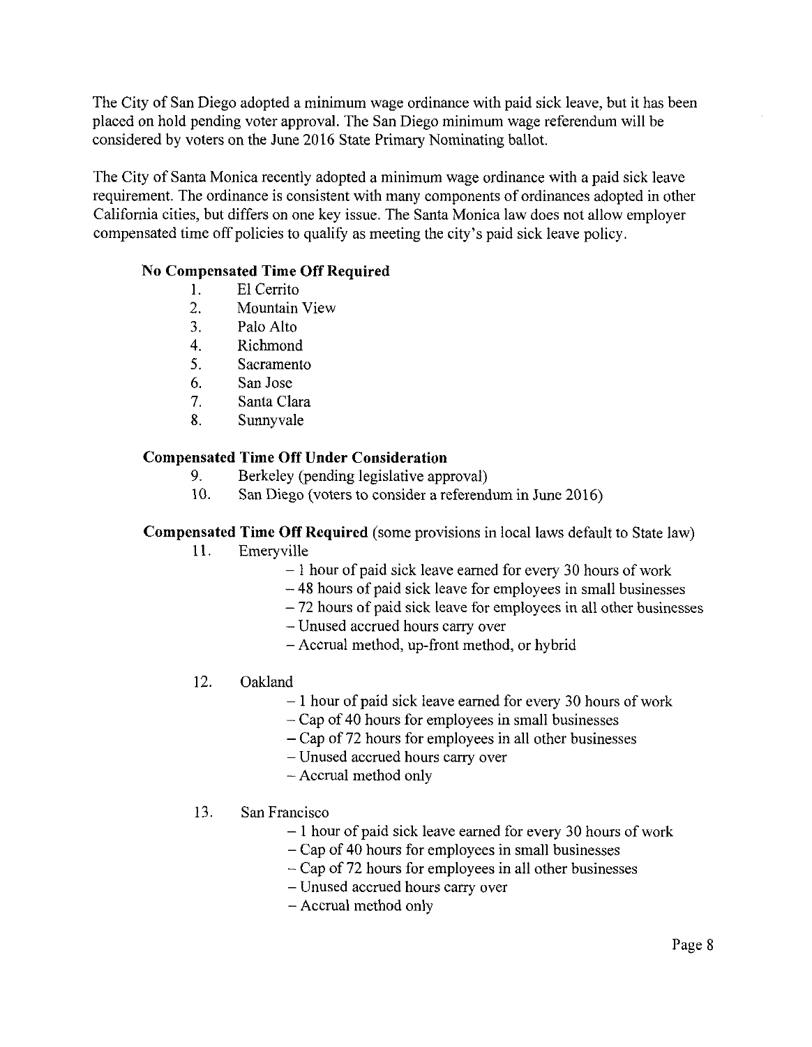The City of San Diego adopted a minimum wage ordinance with paid sick leave, but it has been placed on hold pending voter approval. The San Diego minimum wage referendum will be considered by voters on the June 2016 State Primary Nominating ballot.

The City of Santa Monica recently adopted a minimum wage ordinance with a paid sick leave requirement. The ordinance is consistent with many components of ordinances adopted in other California cities, but differs on one key issue. The Santa Monica law does not allow employer compensated time off policies to qualify as meeting the city's paid sick leave policy.

**No Compensated Time Off Required**

1. El Cerrito
2. Mountain View
3. Palo Alto
4. Richmond
5. Sacramento
6. San Jose
7. Santa Clara
8. Sunnyvale

**Compensated Time Off Under Consideration**

9. Berkeley (pending legislative approval)
10. San Diego (voters to consider a referendum in June 2016)

**Compensated Time Off Required** (some provisions in local laws default to State law)

11. Emeryville
    - 1 hour of paid sick leave earned for every 30 hours of work
    - 48 hours of paid sick leave for employees in small businesses
    - 72 hours of paid sick leave for employees in all other businesses
    - Unused accrued hours carry over
    - Accrual method, up-front method, or hybrid

12. Oakland
    - 1 hour of paid sick leave earned for every 30 hours of work
    - Cap of 40 hours for employees in small businesses
    - Cap of 72 hours for employees in all other businesses
    - Unused accrued hours carry over
    - Accrual method only

13. San Francisco
    - 1 hour of paid sick leave earned for every 30 hours of work
    - Cap of 40 hours for employees in small businesses
    - Cap of 72 hours for employees in all other businesses
    - Unused accrued hours carry over
    - Accrual method only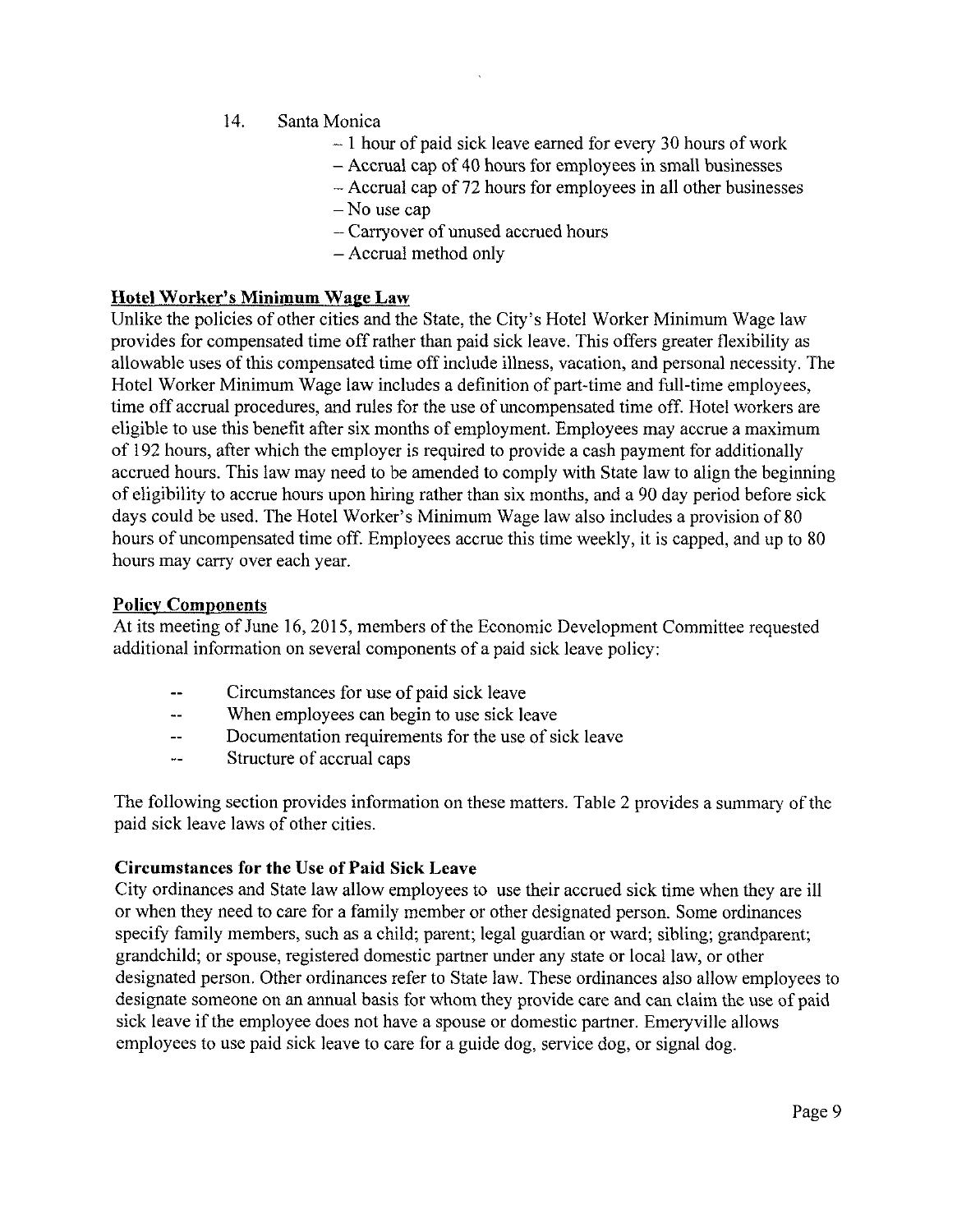14. Santa Monica
    - 1 hour of paid sick leave earned for every 30 hours of work
    - Accrual cap of 40 hours for employees in small businesses
    - Accrual cap of 72 hours for employees in all other businesses
    - No use cap
    - Carryover of unused accrued hours
    - Accrual method only

**Hotel Worker's Minimum Wage Law**

Unlike the policies of other cities and the State, the City's Hotel Worker Minimum Wage law provides for compensated time off rather than paid sick leave. This offers greater flexibility as allowable uses of this compensated time off include illness, vacation, and personal necessity. The Hotel Worker Minimum Wage law includes a definition of part-time and full-time employees, time off accrual procedures, and rules for the use of uncompensated time off. Hotel workers are eligible to use this benefit after six months of employment. Employees may accrue a maximum of 192 hours, after which the employer is required to provide a cash payment for additionally accrued hours. This law may need to be amended to comply with State law to align the beginning of eligibility to accrue hours upon hiring rather than six months, and a 90 day period before sick days could be used. The Hotel Worker's Minimum Wage law also includes a provision of 80 hours of uncompensated time off. Employees accrue this time weekly, it is capped, and up to 80 hours may carry over each year.

**Policy Components**

At its meeting of June 16, 2015, members of the Economic Development Committee requested additional information on several components of a paid sick leave policy:

- Circumstances for use of paid sick leave
- When employees can begin to use sick leave
- Documentation requirements for the use of sick leave
- Structure of accrual caps

The following section provides information on these matters. Table 2 provides a summary of the paid sick leave laws of other cities.

**Circumstances for the Use of Paid Sick Leave**

City ordinances and State law allow employees to use their accrued sick time when they are ill or when they need to care for a family member or other designated person. Some ordinances specify family members, such as a child; parent; legal guardian or ward; sibling; grandparent; grandchild; or spouse, registered domestic partner under any state or local law, or other designated person. Other ordinances refer to State law. These ordinances also allow employees to designate someone on an annual basis for whom they provide care and can claim the use of paid sick leave if the employee does not have a spouse or domestic partner. Emeryville allows employees to use paid sick leave to care for a guide dog, service dog, or signal dog.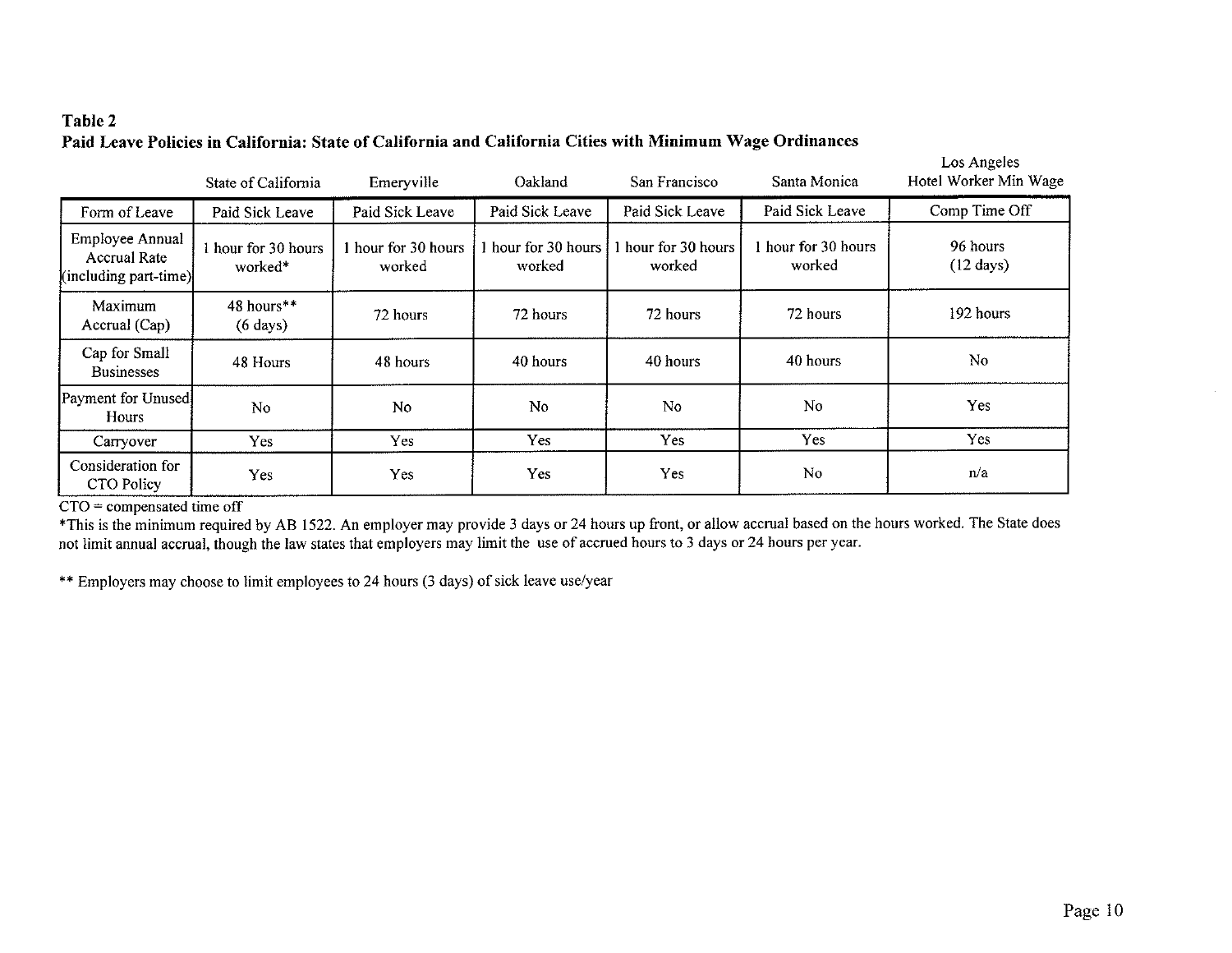**Table 2**
**Paid Leave Policies in California: State of California and California Cities with Minimum Wage Ordinances**

| | State of California | Emeryville | Oakland | San Francisco | Santa Monica | Los Angeles Hotel Worker Min Wage |
|---|---|---|---|---|---|---|
| Form of Leave | Paid Sick Leave | Paid Sick Leave | Paid Sick Leave | Paid Sick Leave | Paid Sick Leave | Comp Time Off |
| Employee Annual Accrual Rate (including part-time) | 1 hour for 30 hours worked* | 1 hour for 30 hours worked | 1 hour for 30 hours worked | 1 hour for 30 hours worked | 1 hour for 30 hours worked | 96 hours (12 days) |
| Maximum Accrual (Cap) | 48 hours** (6 days) | 72 hours | 72 hours | 72 hours | 72 hours | 192 hours |
| Cap for Small Businesses | 48 Hours | 48 hours | 40 hours | 40 hours | 40 hours | No |
| Payment for Unused Hours | No | No | No | No | No | Yes |
| Carryover | Yes | Yes | Yes | Yes | Yes | Yes |
| Consideration for CTO Policy | Yes | Yes | Yes | Yes | No | n/a |

CTO = compensated time off

*This is the minimum required by AB 1522. An employer may provide 3 days or 24 hours up front, or allow accrual based on the hours worked. The State does not limit annual accrual, though the law states that employers may limit the use of accrued hours to 3 days or 24 hours per year.

** Employers may choose to limit employees to 24 hours (3 days) of sick leave use/year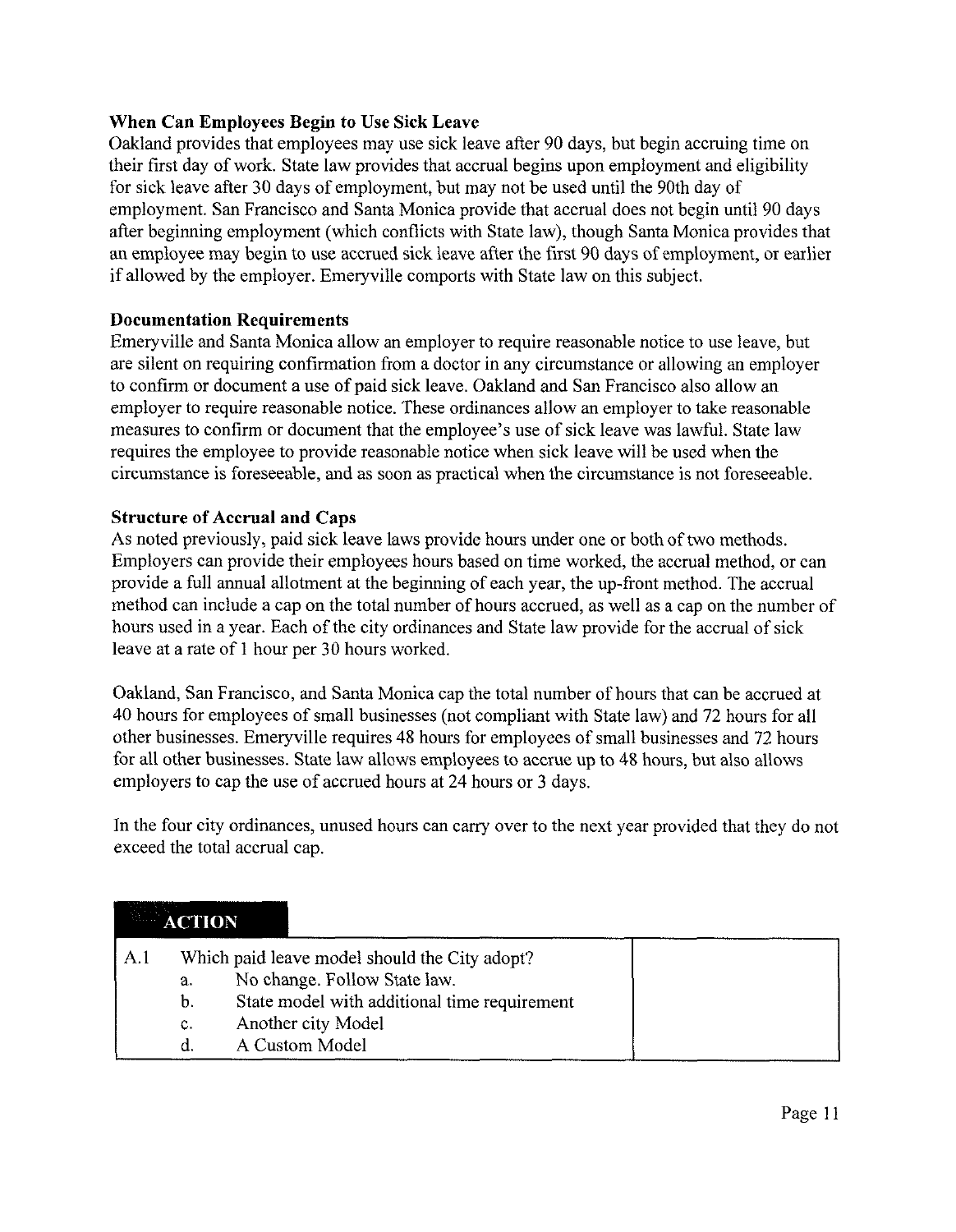### When Can Employees Begin to Use Sick Leave

Oakland provides that employees may use sick leave after 90 days, but begin accruing time on their first day of work. State law provides that accrual begins upon employment and eligibility for sick leave after 30 days of employment, but may not be used until the 90th day of employment. San Francisco and Santa Monica provide that accrual does not begin until 90 days after beginning employment (which conflicts with State law), though Santa Monica provides that an employee may begin to use accrued sick leave after the first 90 days of employment, or earlier if allowed by the employer. Emeryville comports with State law on this subject.

### Documentation Requirements

Emeryville and Santa Monica allow an employer to require reasonable notice to use leave, but are silent on requiring confirmation from a doctor in any circumstance or allowing an employer to confirm or document a use of paid sick leave. Oakland and San Francisco also allow an employer to require reasonable notice. These ordinances allow an employer to take reasonable measures to confirm or document that the employee's use of sick leave was lawful. State law requires the employee to provide reasonable notice when sick leave will be used when the circumstance is foreseeable, and as soon as practical when the circumstance is not foreseeable.

### Structure of Accrual and Caps

As noted previously, paid sick leave laws provide hours under one or both of two methods. Employers can provide their employees hours based on time worked, the accrual method, or can provide a full annual allotment at the beginning of each year, the up-front method. The accrual method can include a cap on the total number of hours accrued, as well as a cap on the number of hours used in a year. Each of the city ordinances and State law provide for the accrual of sick leave at a rate of 1 hour per 30 hours worked.

Oakland, San Francisco, and Santa Monica cap the total number of hours that can be accrued at 40 hours for employees of small businesses (not compliant with State law) and 72 hours for all other businesses. Emeryville requires 48 hours for employees of small businesses and 72 hours for all other businesses. State law allows employees to accrue up to 48 hours, but also allows employers to cap the use of accrued hours at 24 hours or 3 days.

In the four city ordinances, unused hours can carry over to the next year provided that they do not exceed the total accrual cap.

**ACTION**

| | | |
|---|---|---|
| A.1 | Which paid leave model should the City adopt?<br>a. No change. Follow State law.<br>b. State model with additional time requirement<br>c. Another city Model<br>d. A Custom Model | |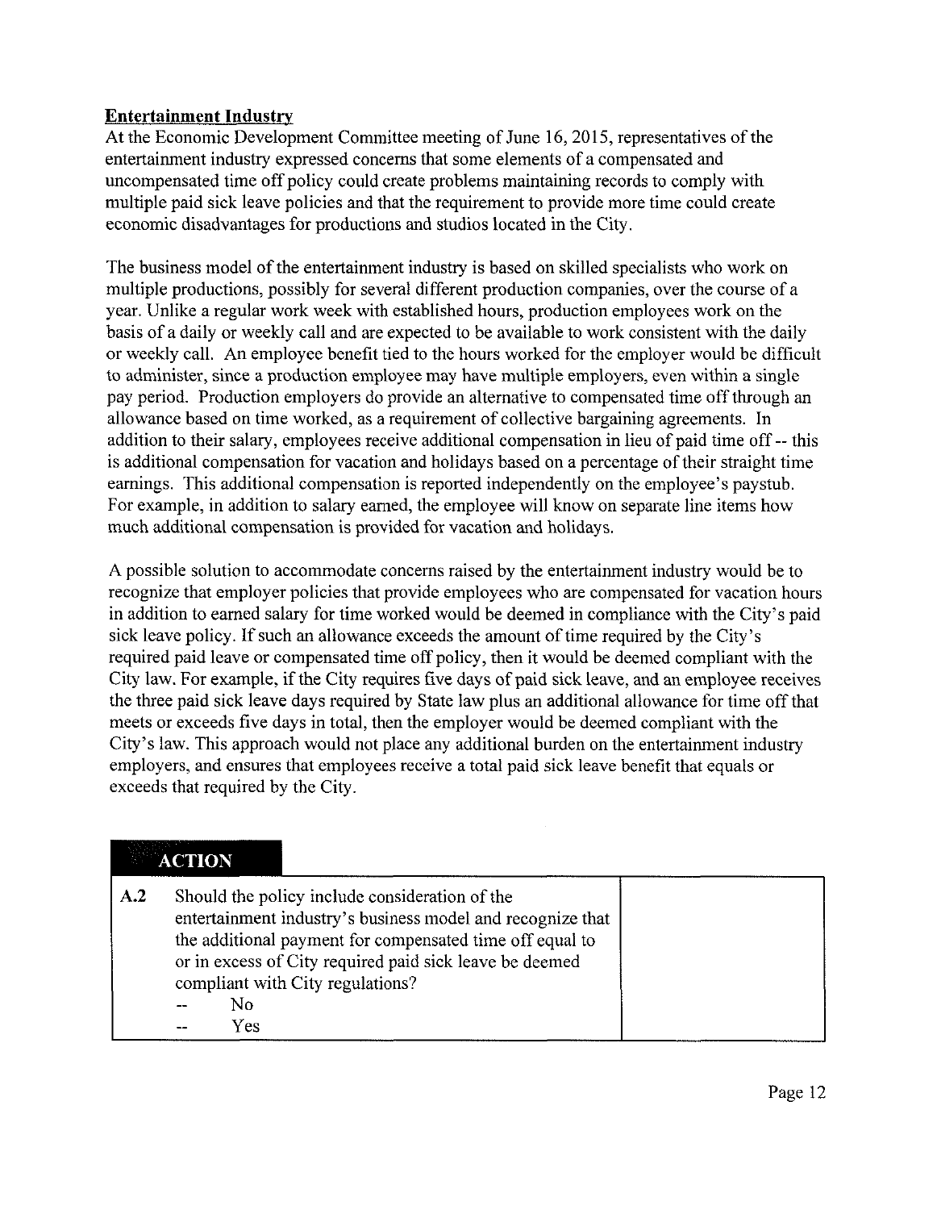**Entertainment Industry**

At the Economic Development Committee meeting of June 16, 2015, representatives of the entertainment industry expressed concerns that some elements of a compensated and uncompensated time off policy could create problems maintaining records to comply with multiple paid sick leave policies and that the requirement to provide more time could create economic disadvantages for productions and studios located in the City.

The business model of the entertainment industry is based on skilled specialists who work on multiple productions, possibly for several different production companies, over the course of a year. Unlike a regular work week with established hours, production employees work on the basis of a daily or weekly call and are expected to be available to work consistent with the daily or weekly call. An employee benefit tied to the hours worked for the employer would be difficult to administer, since a production employee may have multiple employers, even within a single pay period. Production employers do provide an alternative to compensated time off through an allowance based on time worked, as a requirement of collective bargaining agreements. In addition to their salary, employees receive additional compensation in lieu of paid time off -- this is additional compensation for vacation and holidays based on a percentage of their straight time earnings. This additional compensation is reported independently on the employee's paystub. For example, in addition to salary earned, the employee will know on separate line items how much additional compensation is provided for vacation and holidays.

A possible solution to accommodate concerns raised by the entertainment industry would be to recognize that employer policies that provide employees who are compensated for vacation hours in addition to earned salary for time worked would be deemed in compliance with the City's paid sick leave policy. If such an allowance exceeds the amount of time required by the City's required paid leave or compensated time off policy, then it would be deemed compliant with the City law. For example, if the City requires five days of paid sick leave, and an employee receives the three paid sick leave days required by State law plus an additional allowance for time off that meets or exceeds five days in total, then the employer would be deemed compliant with the City's law. This approach would not place any additional burden on the entertainment industry employers, and ensures that employees receive a total paid sick leave benefit that equals or exceeds that required by the City.

**ACTION**

| | | |
|---|---|---|
| **A.2** | Should the policy include consideration of the entertainment industry's business model and recognize that the additional payment for compensated time off equal to or in excess of City required paid sick leave be deemed compliant with City regulations?<br>-- No<br>-- Yes | |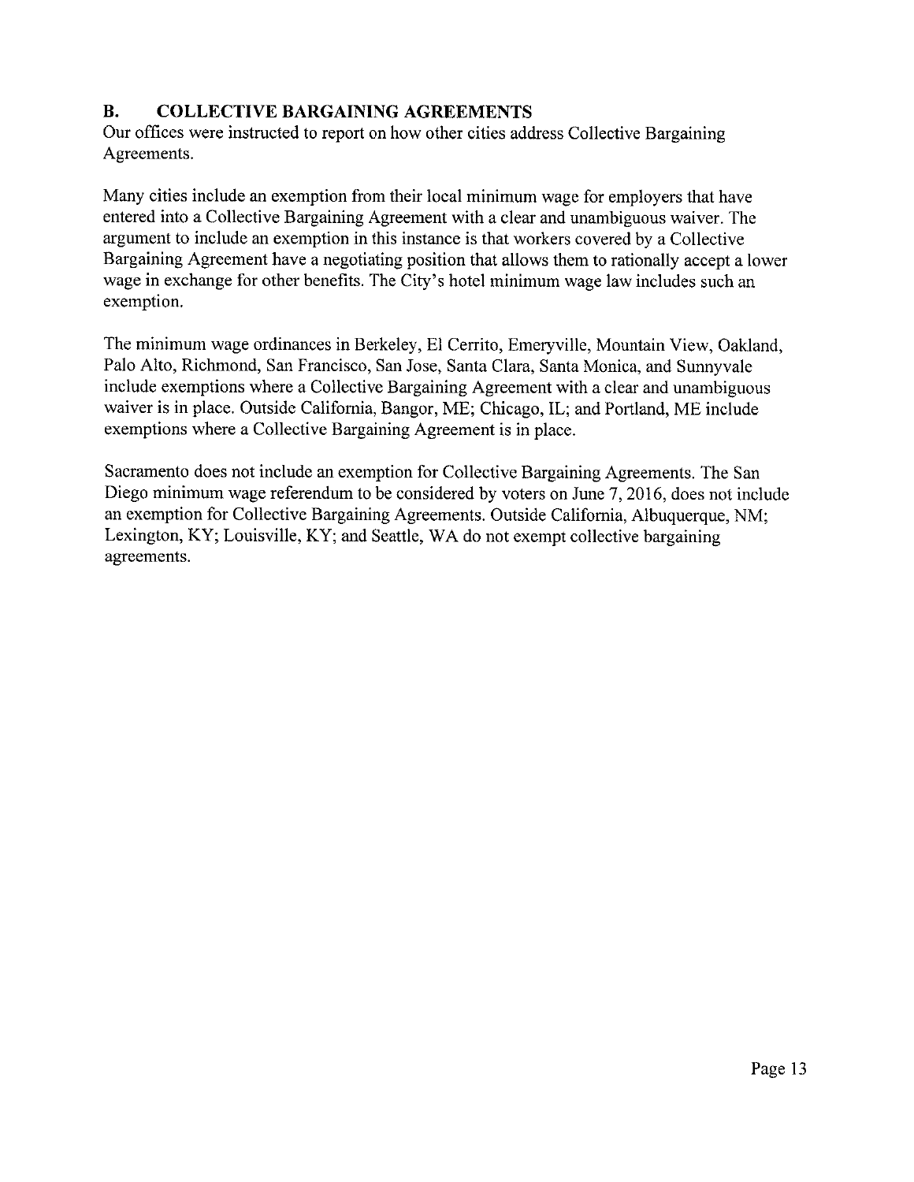## B. COLLECTIVE BARGAINING AGREEMENTS

Our offices were instructed to report on how other cities address Collective Bargaining Agreements.

Many cities include an exemption from their local minimum wage for employers that have entered into a Collective Bargaining Agreement with a clear and unambiguous waiver. The argument to include an exemption in this instance is that workers covered by a Collective Bargaining Agreement have a negotiating position that allows them to rationally accept a lower wage in exchange for other benefits. The City's hotel minimum wage law includes such an exemption.

The minimum wage ordinances in Berkeley, El Cerrito, Emeryville, Mountain View, Oakland, Palo Alto, Richmond, San Francisco, San Jose, Santa Clara, Santa Monica, and Sunnyvale include exemptions where a Collective Bargaining Agreement with a clear and unambiguous waiver is in place. Outside California, Bangor, ME; Chicago, IL; and Portland, ME include exemptions where a Collective Bargaining Agreement is in place.

Sacramento does not include an exemption for Collective Bargaining Agreements. The San Diego minimum wage referendum to be considered by voters on June 7, 2016, does not include an exemption for Collective Bargaining Agreements. Outside California, Albuquerque, NM; Lexington, KY; Louisville, KY; and Seattle, WA do not exempt collective bargaining agreements.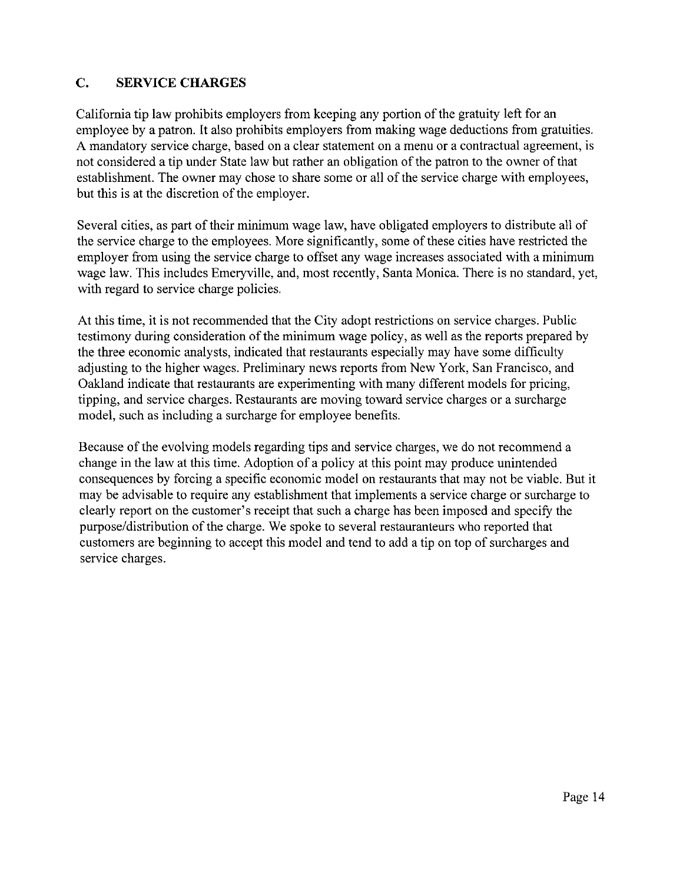## C. SERVICE CHARGES

California tip law prohibits employers from keeping any portion of the gratuity left for an employee by a patron. It also prohibits employers from making wage deductions from gratuities. A mandatory service charge, based on a clear statement on a menu or a contractual agreement, is not considered a tip under State law but rather an obligation of the patron to the owner of that establishment. The owner may chose to share some or all of the service charge with employees, but this is at the discretion of the employer.

Several cities, as part of their minimum wage law, have obligated employers to distribute all of the service charge to the employees. More significantly, some of these cities have restricted the employer from using the service charge to offset any wage increases associated with a minimum wage law. This includes Emeryville, and, most recently, Santa Monica. There is no standard, yet, with regard to service charge policies.

At this time, it is not recommended that the City adopt restrictions on service charges. Public testimony during consideration of the minimum wage policy, as well as the reports prepared by the three economic analysts, indicated that restaurants especially may have some difficulty adjusting to the higher wages. Preliminary news reports from New York, San Francisco, and Oakland indicate that restaurants are experimenting with many different models for pricing, tipping, and service charges. Restaurants are moving toward service charges or a surcharge model, such as including a surcharge for employee benefits.

Because of the evolving models regarding tips and service charges, we do not recommend a change in the law at this time. Adoption of a policy at this point may produce unintended consequences by forcing a specific economic model on restaurants that may not be viable. But it may be advisable to require any establishment that implements a service charge or surcharge to clearly report on the customer's receipt that such a charge has been imposed and specify the purpose/distribution of the charge. We spoke to several restauranteurs who reported that customers are beginning to accept this model and tend to add a tip on top of surcharges and service charges.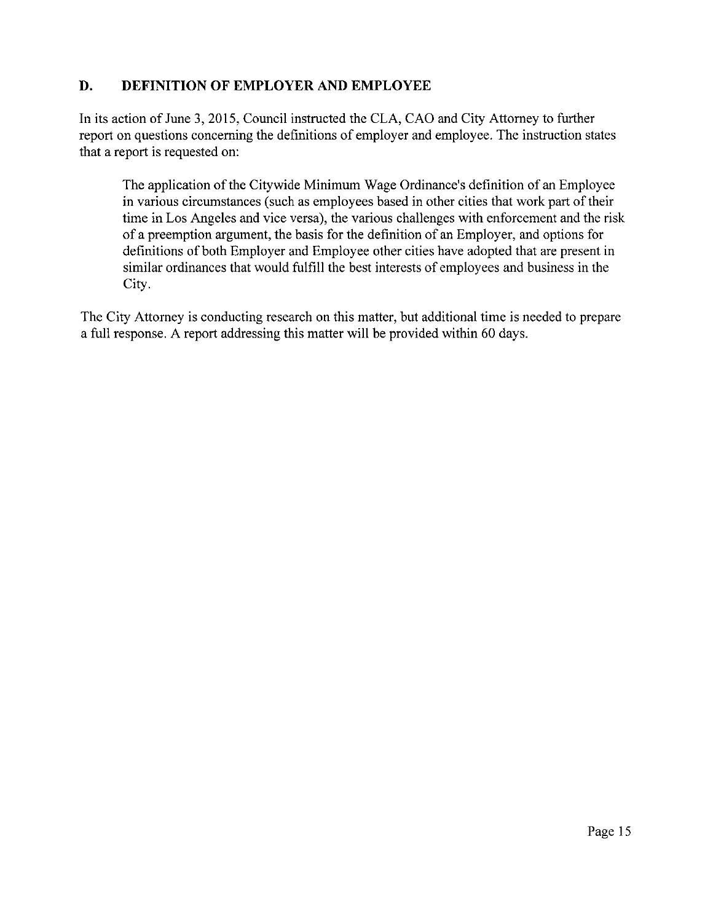## D. DEFINITION OF EMPLOYER AND EMPLOYEE

In its action of June 3, 2015, Council instructed the CLA, CAO and City Attorney to further report on questions concerning the definitions of employer and employee. The instruction states that a report is requested on:

> The application of the Citywide Minimum Wage Ordinance's definition of an Employee in various circumstances (such as employees based in other cities that work part of their time in Los Angeles and vice versa), the various challenges with enforcement and the risk of a preemption argument, the basis for the definition of an Employer, and options for definitions of both Employer and Employee other cities have adopted that are present in similar ordinances that would fulfill the best interests of employees and business in the City.

The City Attorney is conducting research on this matter, but additional time is needed to prepare a full response. A report addressing this matter will be provided within 60 days.